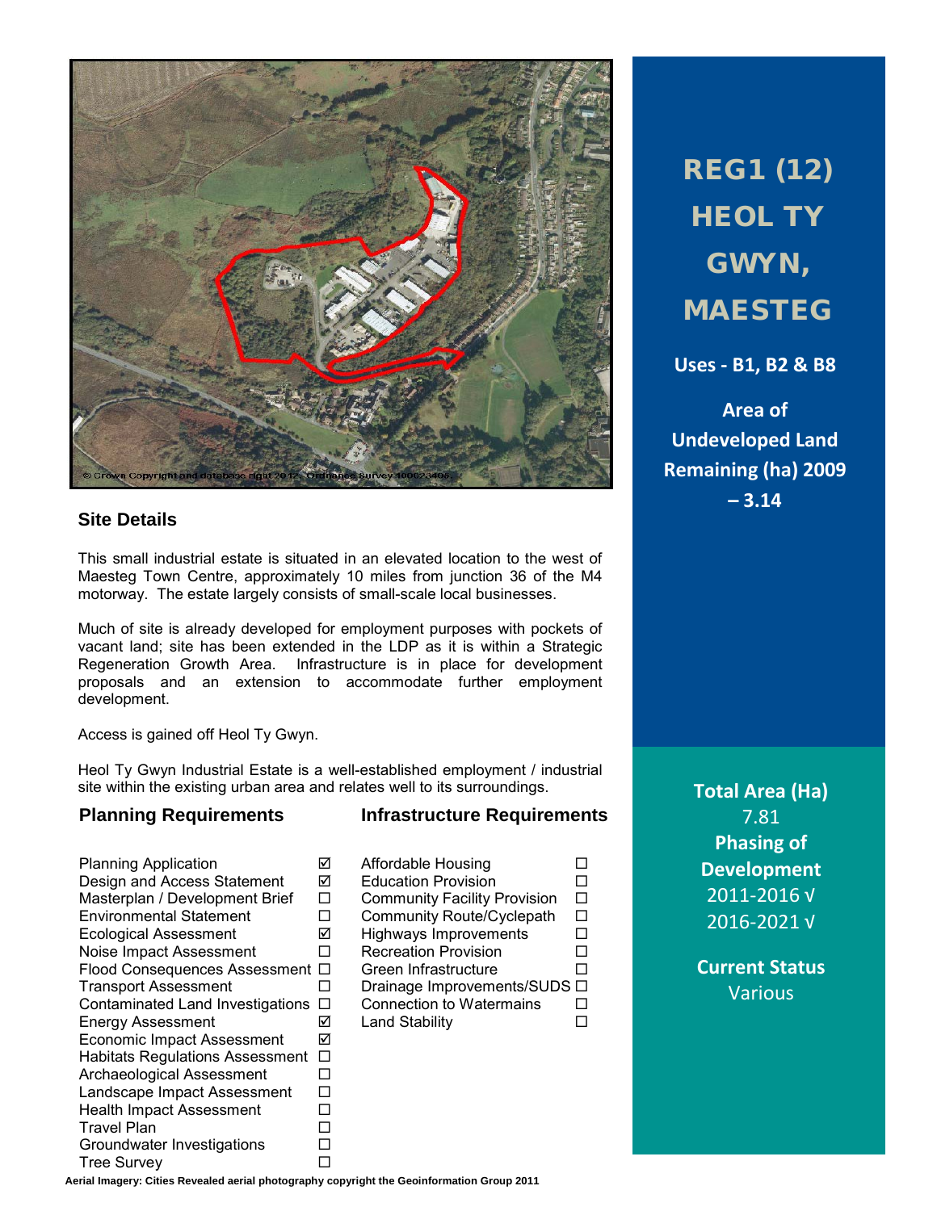# REG1 (12) HEOL TY GWYN, MAESTEG

**Uses - B1, B2 & B8**

**Area of Undeveloped Land Remaining (ha) 2009 – 3.14**

## Site Details

This small industrial estate is situated in an elevated location to the west of Maesteg Town Centre, approximately 10 miles from junction 36 of the M4 motorway. The estate largely consists of small-scale local businesses.

Much of site is already developed for employment purposes with pockets of vacant land; site has been extended in the LDP as it is within a Strategic Regeneration Growth Area. Infrastructure is in place for development proposals and an extension to accommodate further employment development.

Access is gained off Heol Ty Gwyn.

Heol Ty Gwyn Industrial Estate is a well-established employment / industrial site within the existing urban area and relates well to its surroundings.

## Planning Requirements

| Requirement | |
|---|---|
| Planning Application | ☑ |
| Design and Access Statement | ☑ |
| Masterplan / Development Brief | ☐ |
| Environmental Statement | ☐ |
| Ecological Assessment | ☑ |
| Noise Impact Assessment | ☐ |
| Flood Consequences Assessment | ☐ |
| Transport Assessment | ☐ |
| Contaminated Land Investigations | ☐ |
| Energy Assessment | ☑ |
| Economic Impact Assessment | ☑ |
| Habitats Regulations Assessment | ☐ |
| Archaeological Assessment | ☐ |
| Landscape Impact Assessment | ☐ |
| Health Impact Assessment | ☐ |
| Travel Plan | ☐ |
| Groundwater Investigations | ☐ |
| Tree Survey | ☐ |

## Infrastructure Requirements

| Requirement | |
|---|---|
| Affordable Housing | ☐ |
| Education Provision | ☐ |
| Community Facility Provision | ☐ |
| Community Route/Cyclepath | ☐ |
| Highways Improvements | ☐ |
| Recreation Provision | ☐ |
| Green Infrastructure | ☐ |
| Drainage Improvements/SUDS | ☐ |
| Connection to Watermains | ☐ |
| Land Stability | ☐ |

**Total Area (Ha)**
7.81

**Phasing of Development**
2011-2016 √
2016-2021 √

**Current Status**
Various

**Aerial Imagery: Cities Revealed aerial photography copyright the Geoinformation Group 2011**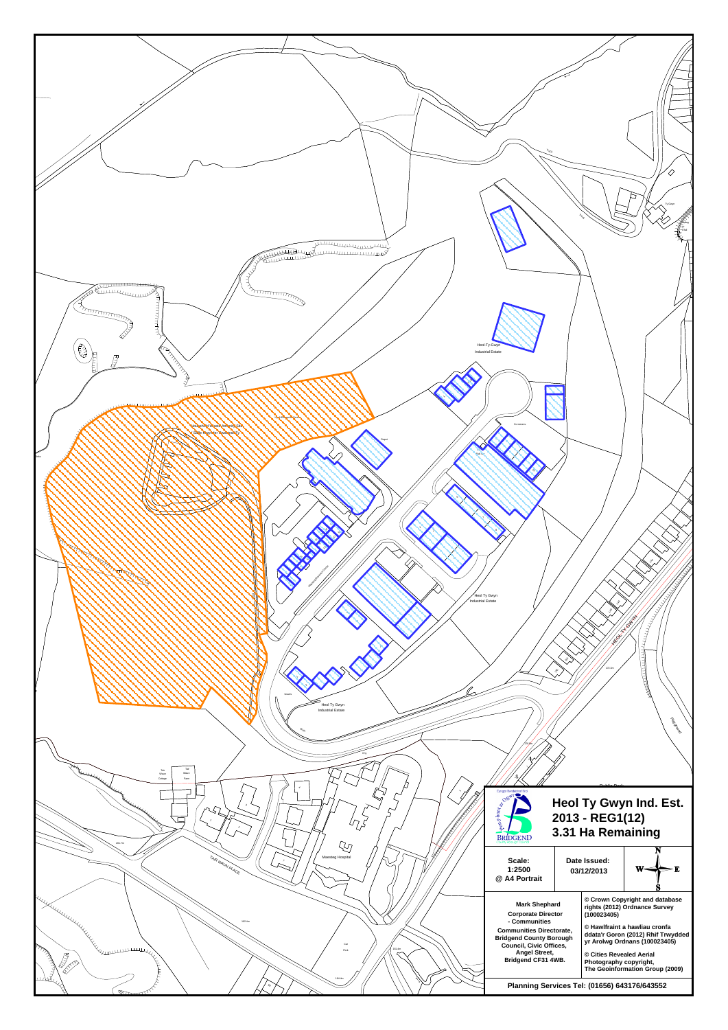# Heol Ty Gwyn Ind. Est.

## 2013 - REG1(12)

## 3.31 Ha Remaining

| Scale: 1:2500 @ A4 Portrait | Date Issued: 03/12/2013 | N / S / W / E |
| --- | --- | --- |

**Mark Shephard**
**Corporate Director - Communities**
**Communities Directorate, Bridgend County Borough Council, Civic Offices, Angel Street, Bridgend CF31 4WB.**

**© Crown Copyright and database rights (2012) Ordnance Survey (100023405)**

**© Hawlfraint a hawliau cronfa ddata'r Goron (2012) Rhif Trwydded yr Arolwg Ordnans (100023405)**

**© Cities Revealed Aerial Photography copyright, The Geoinformation Group (2009)**

**Planning Services Tel: (01656) 643176/643552**

Heol-Ty-Gwyn Industrial Estate

Heol Ty Gwyn Industrial Estate

HEOL TY GWYN

TAIR WAUN PLACE

Maesteg Hospital

Car Park